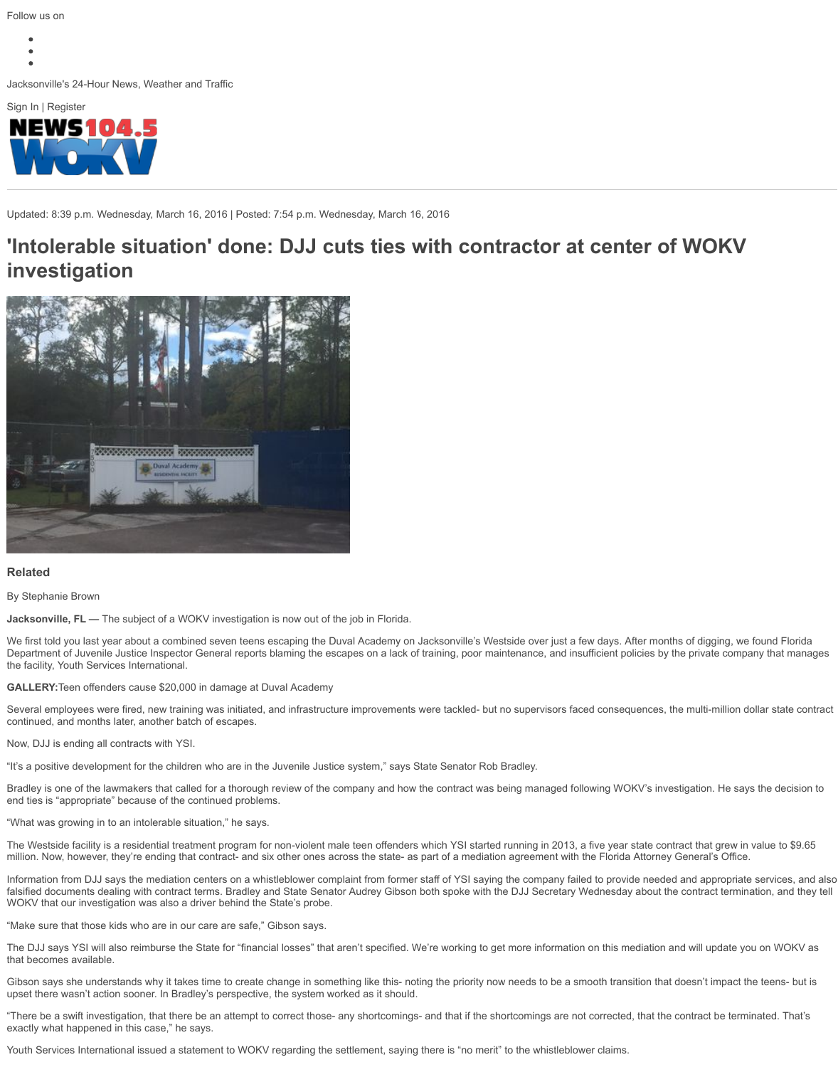Follow us on

Jacksonville's 24-Hour News, Weather and Traffic

Sign In | Register

Updated: 8:39 p.m. Wednesday, March 16, 2016 | Posted: 7:54 p.m. Wednesday, March 16, 2016

# 'Intolerable situation' done: DJJ cuts ties with contractor at center of WOKV investigation

### Related

By Stephanie Brown

**Jacksonville, FL —** The subject of a WOKV investigation is now out of the job in Florida.

We first told you last year about a combined seven teens escaping the Duval Academy on Jacksonville's Westside over just a few days. After months of digging, we found Florida Department of Juvenile Justice Inspector General reports blaming the escapes on a lack of training, poor maintenance, and insufficient policies by the private company that manages the facility, Youth Services International.

**GALLERY:** Teen offenders cause $20,000 in damage at Duval Academy

Several employees were fired, new training was initiated, and infrastructure improvements were tackled- but no supervisors faced consequences, the multi-million dollar state contract continued, and months later, another batch of escapes.

Now, DJJ is ending all contracts with YSI.

"It's a positive development for the children who are in the Juvenile Justice system," says State Senator Rob Bradley.

Bradley is one of the lawmakers that called for a thorough review of the company and how the contract was being managed following WOKV's investigation. He says the decision to end ties is "appropriate" because of the continued problems.

"What was growing in to an intolerable situation," he says.

The Westside facility is a residential treatment program for non-violent male teen offenders which YSI started running in 2013, a five year state contract that grew in value to $9.65 million. Now, however, they're ending that contract- and six other ones across the state- as part of a mediation agreement with the Florida Attorney General's Office.

Information from DJJ says the mediation centers on a whistleblower complaint from former staff of YSI saying the company failed to provide needed and appropriate services, and also falsified documents dealing with contract terms. Bradley and State Senator Audrey Gibson both spoke with the DJJ Secretary Wednesday about the contract termination, and they tell WOKV that our investigation was also a driver behind the State's probe.

"Make sure that those kids who are in our care are safe," Gibson says.

The DJJ says YSI will also reimburse the State for "financial losses" that aren't specified. We're working to get more information on this mediation and will update you on WOKV as that becomes available.

Gibson says she understands why it takes time to create change in something like this- noting the priority now needs to be a smooth transition that doesn't impact the teens- but is upset there wasn't action sooner. In Bradley's perspective, the system worked as it should.

"There be a swift investigation, that there be an attempt to correct those- any shortcomings- and that if the shortcomings are not corrected, that the contract be terminated. That's exactly what happened in this case," he says.

Youth Services International issued a statement to WOKV regarding the settlement, saying there is "no merit" to the whistleblower claims.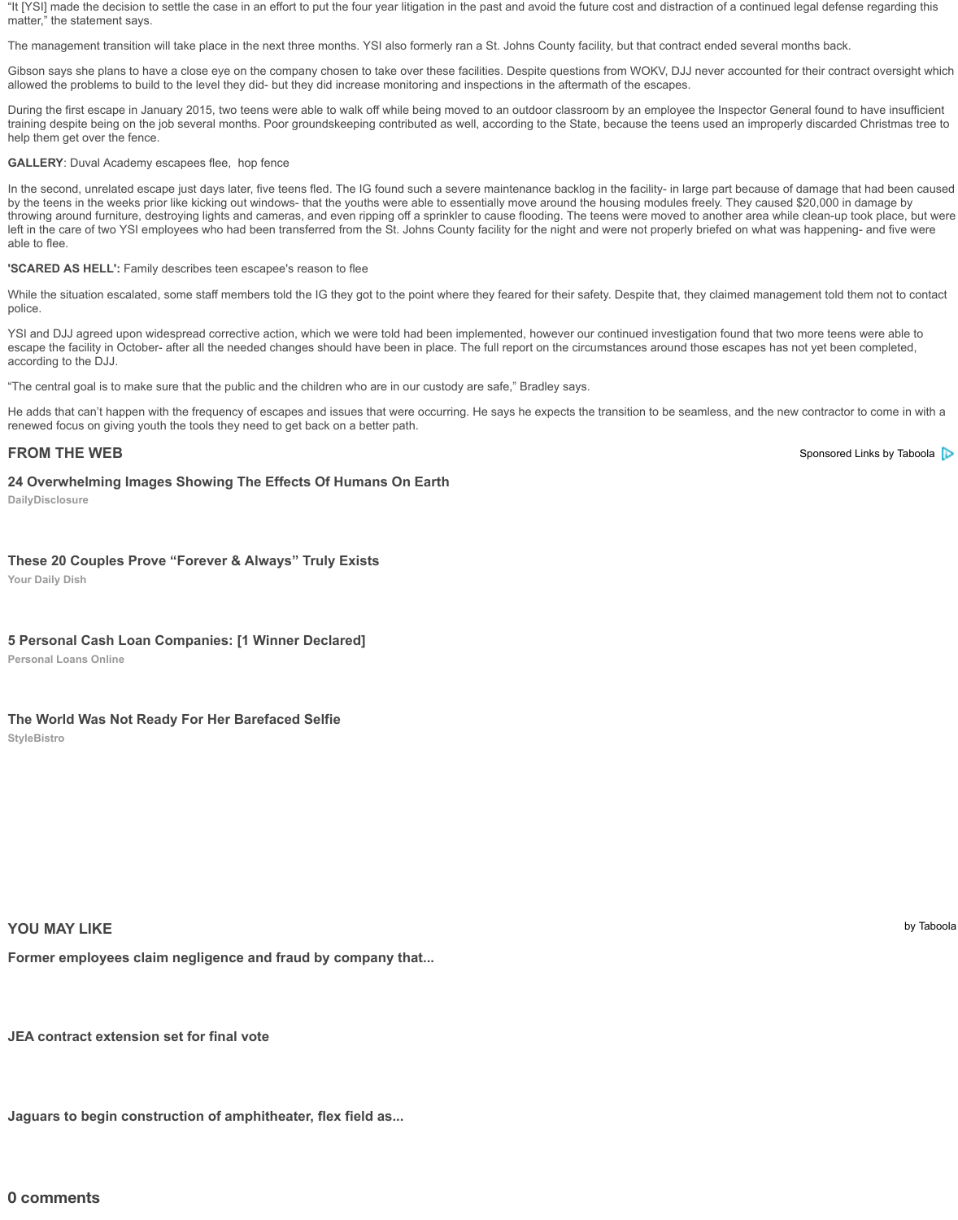"It [YSI] made the decision to settle the case in an effort to put the four year litigation in the past and avoid the future cost and distraction of a continued legal defense regarding this matter," the statement says.

The management transition will take place in the next three months. YSI also formerly ran a St. Johns County facility, but that contract ended several months back.

Gibson says she plans to have a close eye on the company chosen to take over these facilities. Despite questions from WOKV, DJJ never accounted for their contract oversight which allowed the problems to build to the level they did- but they did increase monitoring and inspections in the aftermath of the escapes.

During the first escape in January 2015, two teens were able to walk off while being moved to an outdoor classroom by an employee the Inspector General found to have insufficient training despite being on the job several months. Poor groundskeeping contributed as well, according to the State, because the teens used an improperly discarded Christmas tree to help them get over the fence.

**GALLERY**: Duval Academy escapees flee, hop fence

In the second, unrelated escape just days later, five teens fled. The IG found such a severe maintenance backlog in the facility- in large part because of damage that had been caused by the teens in the weeks prior like kicking out windows- that the youths were able to essentially move around the housing modules freely. They caused $20,000 in damage by throwing around furniture, destroying lights and cameras, and even ripping off a sprinkler to cause flooding. The teens were moved to another area while clean-up took place, but were left in the care of two YSI employees who had been transferred from the St. Johns County facility for the night and were not properly briefed on what was happening- and five were able to flee.

**'SCARED AS HELL':** Family describes teen escapee's reason to flee

While the situation escalated, some staff members told the IG they got to the point where they feared for their safety. Despite that, they claimed management told them not to contact police.

YSI and DJJ agreed upon widespread corrective action, which we were told had been implemented, however our continued investigation found that two more teens were able to escape the facility in October- after all the needed changes should have been in place. The full report on the circumstances around those escapes has not yet been completed, according to the DJJ.

"The central goal is to make sure that the public and the children who are in our custody are safe," Bradley says.

He adds that can't happen with the frequency of escapes and issues that were occurring. He says he expects the transition to be seamless, and the new contractor to come in with a renewed focus on giving youth the tools they need to get back on a better path.

## FROM THE WEB

Sponsored Links by Taboola

**24 Overwhelming Images Showing The Effects Of Humans On Earth**
DailyDisclosure

**These 20 Couples Prove "Forever & Always" Truly Exists**
Your Daily Dish

**5 Personal Cash Loan Companies: [1 Winner Declared]**
Personal Loans Online

**The World Was Not Ready For Her Barefaced Selfie**
StyleBistro

## YOU MAY LIKE

by Taboola

**Former employees claim negligence and fraud by company that...**

**JEA contract extension set for final vote**

**Jaguars to begin construction of amphitheater, flex field as...**

## 0 comments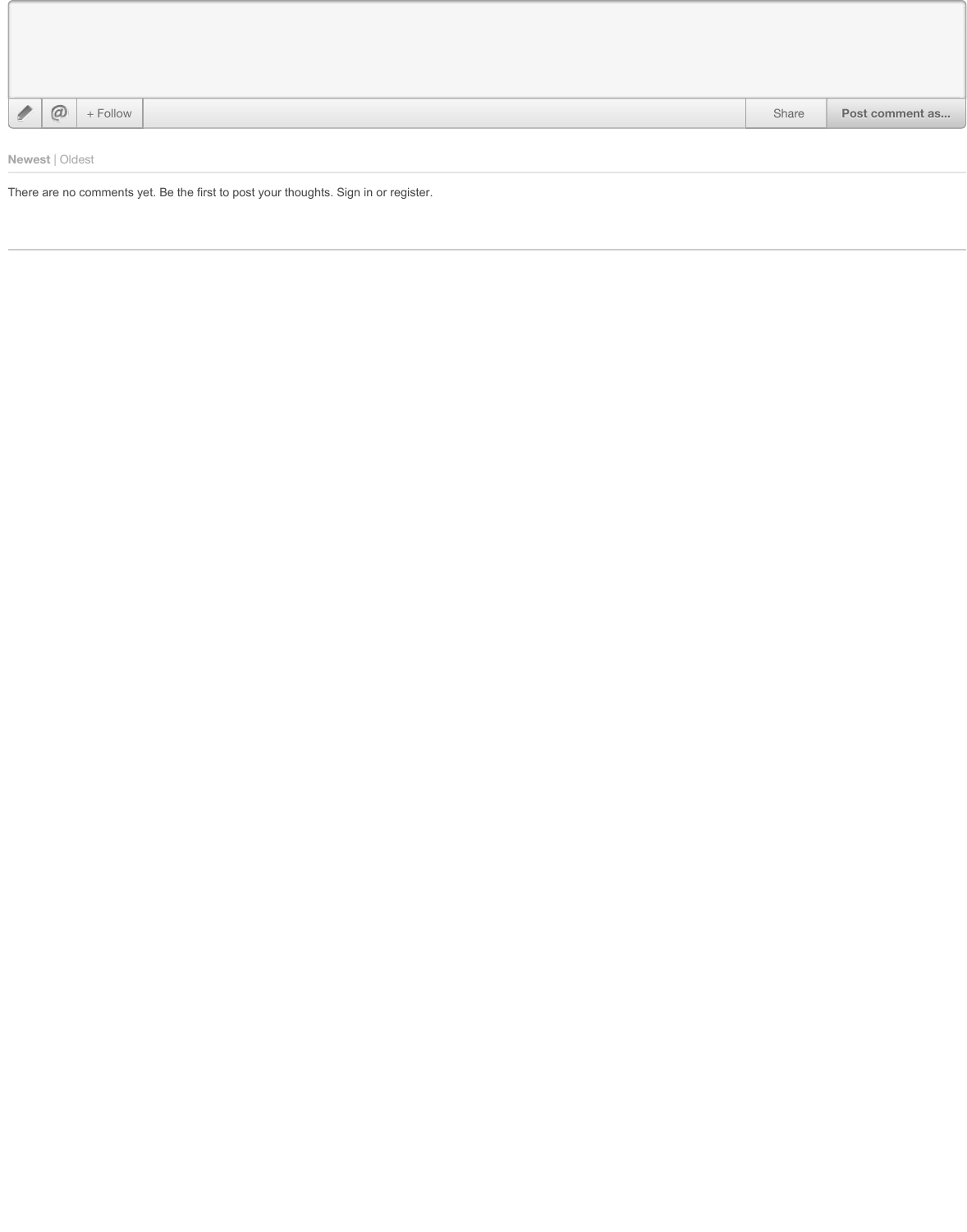+ Follow

Share

**Post comment as...**

**Newest** | Oldest

There are no comments yet. Be the first to post your thoughts. Sign in or register.